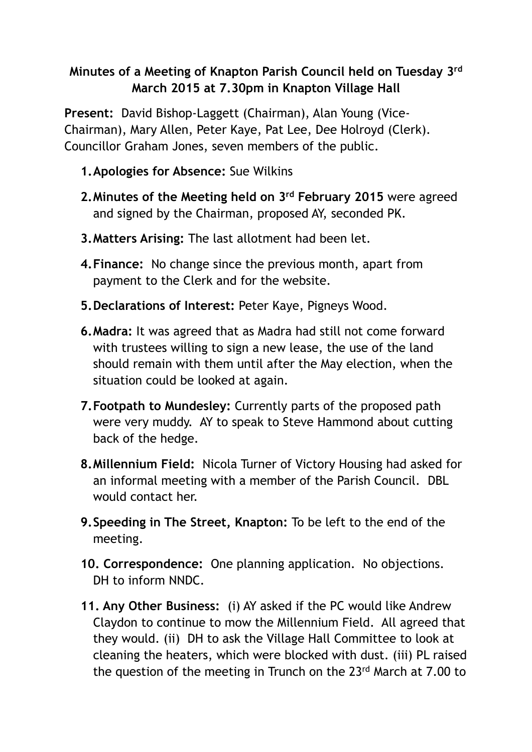**Minutes of a Meeting of Knapton Parish Council held on Tuesday 3rd March 2015 at 7.30pm in Knapton Village Hall**

**Present:** David Bishop-Laggett (Chairman), Alan Young (Vice-Chairman), Mary Allen, Peter Kaye, Pat Lee, Dee Holroyd (Clerk). Councillor Graham Jones, seven members of the public.

1. **Apologies for Absence:** Sue Wilkins
2. **Minutes of the Meeting held on 3rd February 2015** were agreed and signed by the Chairman, proposed AY, seconded PK.
3. **Matters Arising:** The last allotment had been let.
4. **Finance:** No change since the previous month, apart from payment to the Clerk and for the website.
5. **Declarations of Interest:** Peter Kaye, Pigneys Wood.
6. **Madra:** It was agreed that as Madra had still not come forward with trustees willing to sign a new lease, the use of the land should remain with them until after the May election, when the situation could be looked at again.
7. **Footpath to Mundesley:** Currently parts of the proposed path were very muddy. AY to speak to Steve Hammond about cutting back of the hedge.
8. **Millennium Field:** Nicola Turner of Victory Housing had asked for an informal meeting with a member of the Parish Council. DBL would contact her.
9. **Speeding in The Street, Knapton:** To be left to the end of the meeting.
10. **Correspondence:** One planning application. No objections. DH to inform NNDC.
11. **Any Other Business:** (i) AY asked if the PC would like Andrew Claydon to continue to mow the Millennium Field. All agreed that they would. (ii) DH to ask the Village Hall Committee to look at cleaning the heaters, which were blocked with dust. (iii) PL raised the question of the meeting in Trunch on the 23rd March at 7.00 to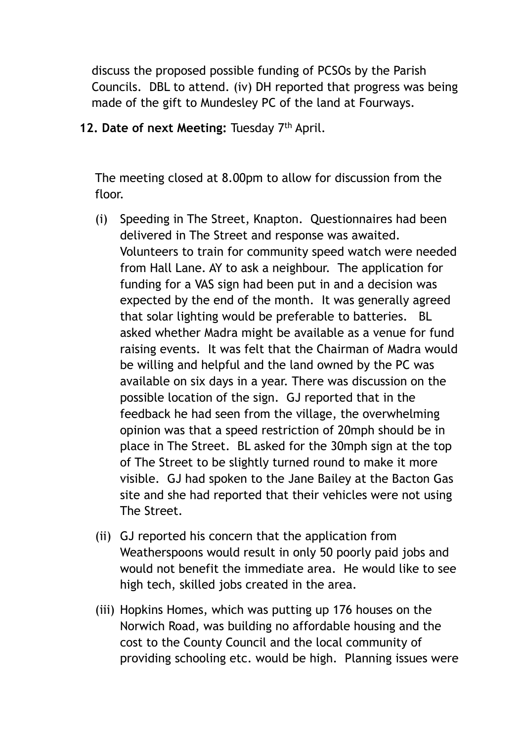discuss the proposed possible funding of PCSOs by the Parish Councils. DBL to attend. (iv) DH reported that progress was being made of the gift to Mundesley PC of the land at Fourways.

**12. Date of next Meeting:** Tuesday 7th April.

The meeting closed at 8.00pm to allow for discussion from the floor.

(i) Speeding in The Street, Knapton. Questionnaires had been delivered in The Street and response was awaited. Volunteers to train for community speed watch were needed from Hall Lane. AY to ask a neighbour. The application for funding for a VAS sign had been put in and a decision was expected by the end of the month. It was generally agreed that solar lighting would be preferable to batteries. BL asked whether Madra might be available as a venue for fund raising events. It was felt that the Chairman of Madra would be willing and helpful and the land owned by the PC was available on six days in a year. There was discussion on the possible location of the sign. GJ reported that in the feedback he had seen from the village, the overwhelming opinion was that a speed restriction of 20mph should be in place in The Street. BL asked for the 30mph sign at the top of The Street to be slightly turned round to make it more visible. GJ had spoken to the Jane Bailey at the Bacton Gas site and she had reported that their vehicles were not using The Street.

(ii) GJ reported his concern that the application from Weatherspoons would result in only 50 poorly paid jobs and would not benefit the immediate area. He would like to see high tech, skilled jobs created in the area.

(iii) Hopkins Homes, which was putting up 176 houses on the Norwich Road, was building no affordable housing and the cost to the County Council and the local community of providing schooling etc. would be high. Planning issues were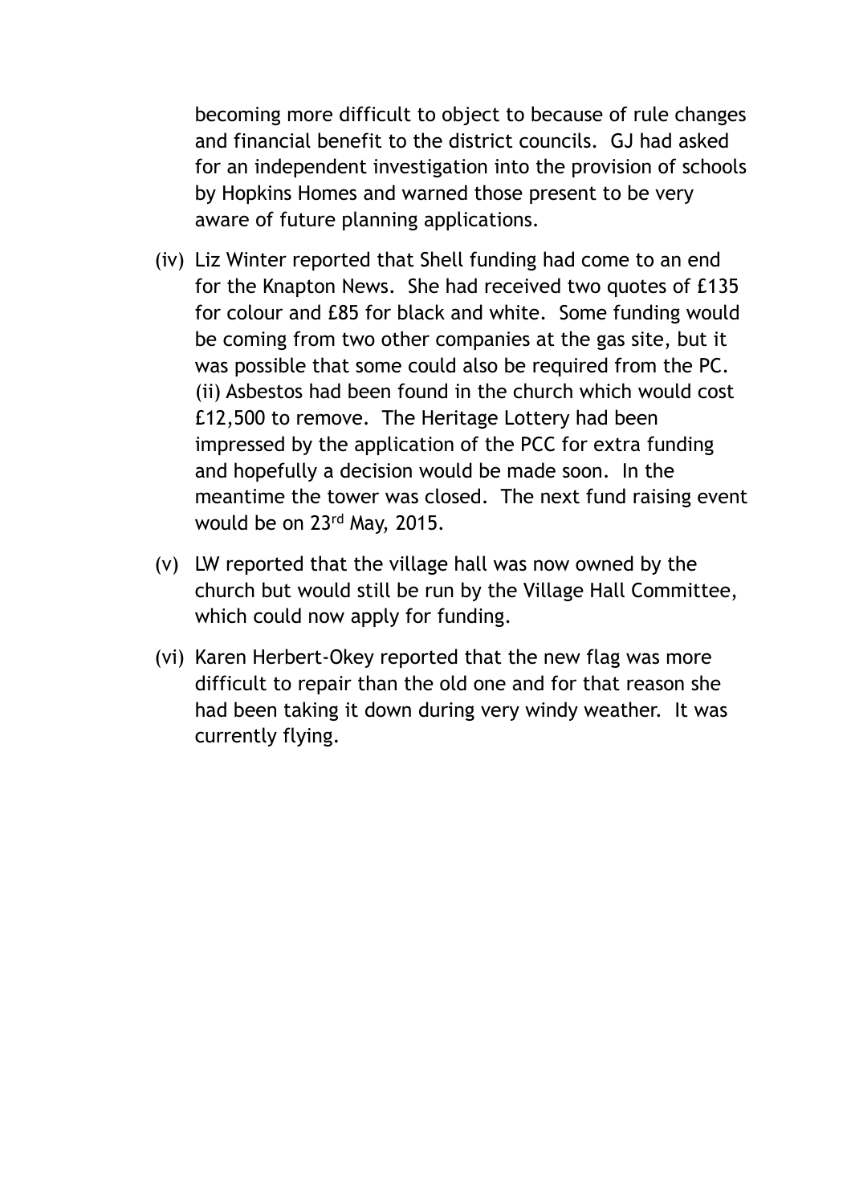becoming more difficult to object to because of rule changes and financial benefit to the district councils. GJ had asked for an independent investigation into the provision of schools by Hopkins Homes and warned those present to be very aware of future planning applications.

(iv) Liz Winter reported that Shell funding had come to an end for the Knapton News. She had received two quotes of £135 for colour and £85 for black and white. Some funding would be coming from two other companies at the gas site, but it was possible that some could also be required from the PC. (ii) Asbestos had been found in the church which would cost £12,500 to remove. The Heritage Lottery had been impressed by the application of the PCC for extra funding and hopefully a decision would be made soon. In the meantime the tower was closed. The next fund raising event would be on 23rd May, 2015.

(v) LW reported that the village hall was now owned by the church but would still be run by the Village Hall Committee, which could now apply for funding.

(vi) Karen Herbert-Okey reported that the new flag was more difficult to repair than the old one and for that reason she had been taking it down during very windy weather. It was currently flying.